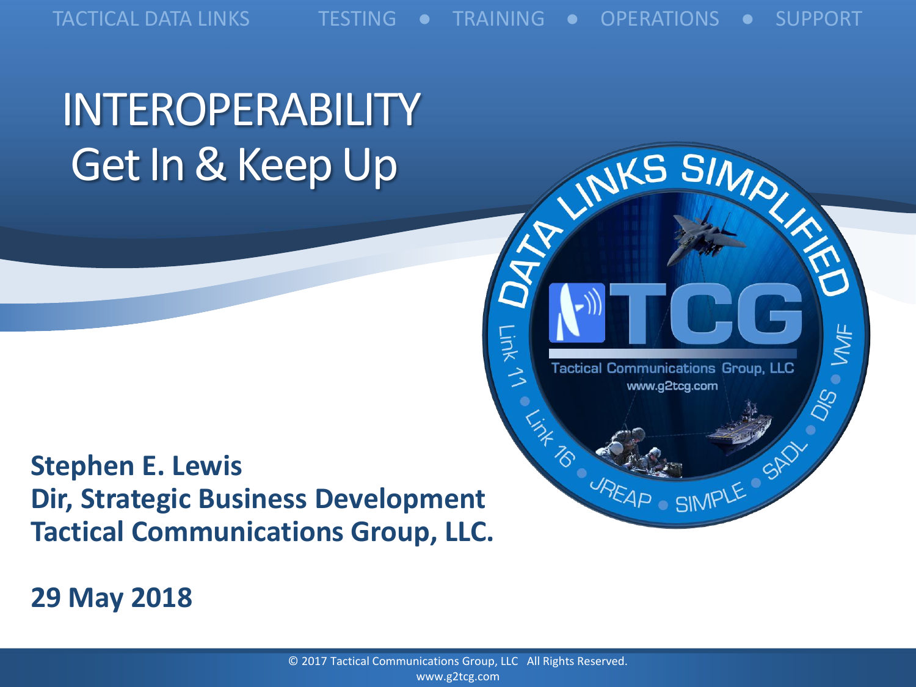TACTICAL DATA LINKS    TESTING ● TRAINING ● OPERATIONS ● SUPPORT

# INTEROPERABILITY
## Get In & Keep Up

DATA LINKS SIMPLIFIED

TCG

Tactical Communications Group, LLC
www.g2tcg.com

Link 11 ● Link 16 ● JREAP ● SIMPLE ● SADL ● DIS ● VMF

**Stephen E. Lewis**
**Dir, Strategic Business Development**
**Tactical Communications Group, LLC.**

**29 May 2018**

© 2017 Tactical Communications Group, LLC All Rights Reserved.
www.g2tcg.com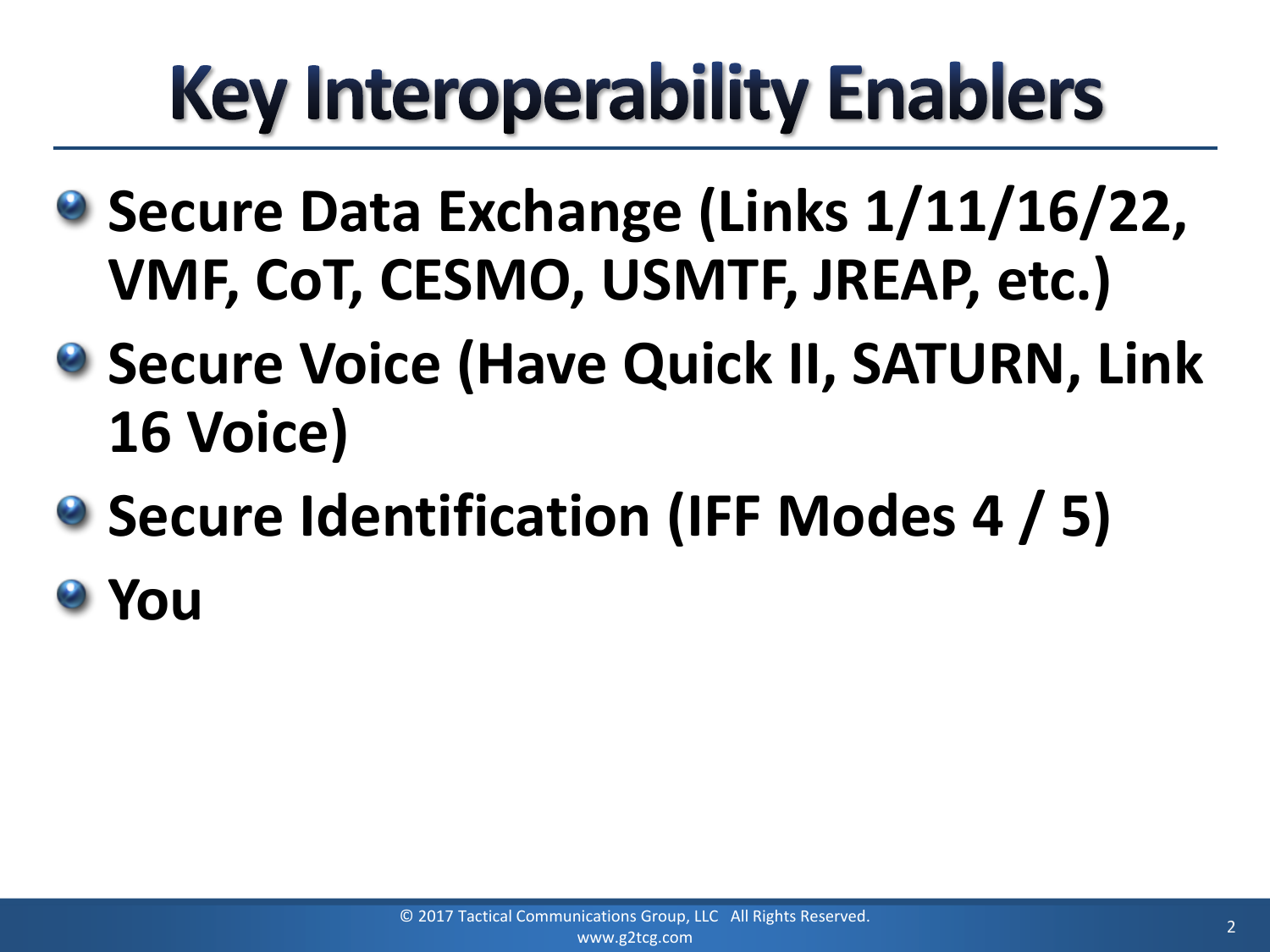# Key Interoperability Enablers

- **Secure Data Exchange (Links 1/11/16/22, VMF, CoT, CESMO, USMTF, JREAP, etc.)**
- **Secure Voice (Have Quick II, SATURN, Link 16 Voice)**
- **Secure Identification (IFF Modes 4 / 5)**
- **You**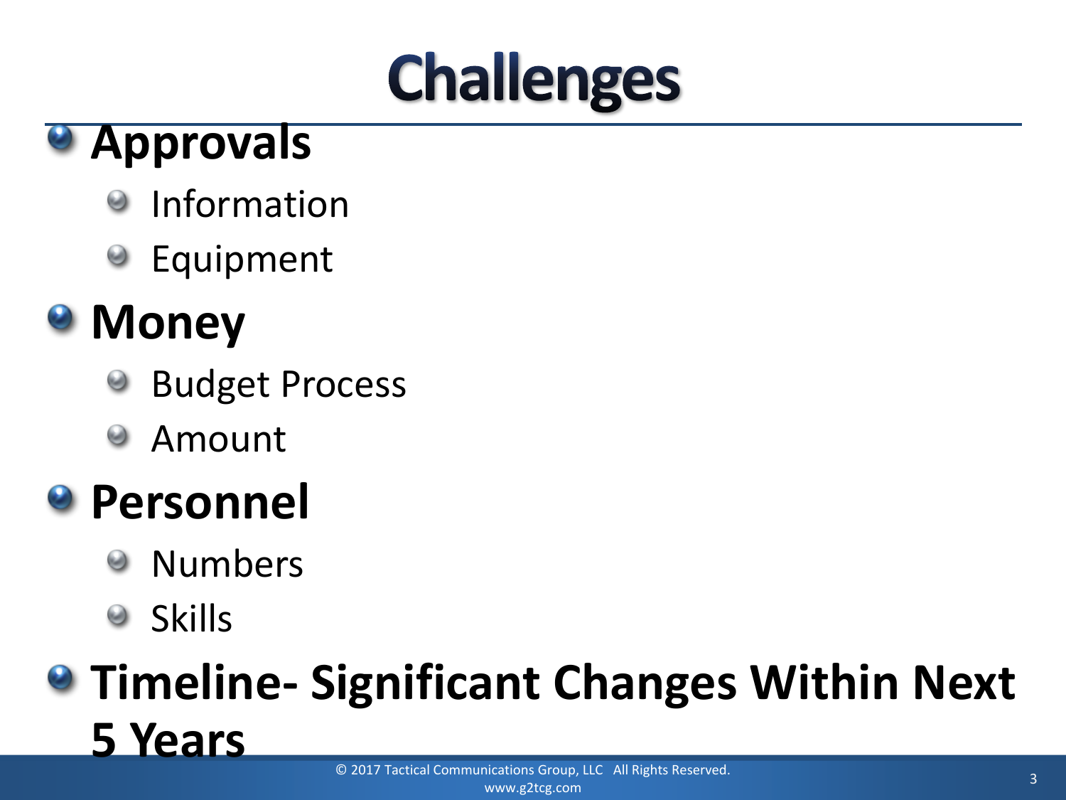# Challenges

- **Approvals**
  - Information
  - Equipment
- **Money**
  - Budget Process
  - Amount
- **Personnel**
  - Numbers
  - Skills
- **Timeline- Significant Changes Within Next 5 Years**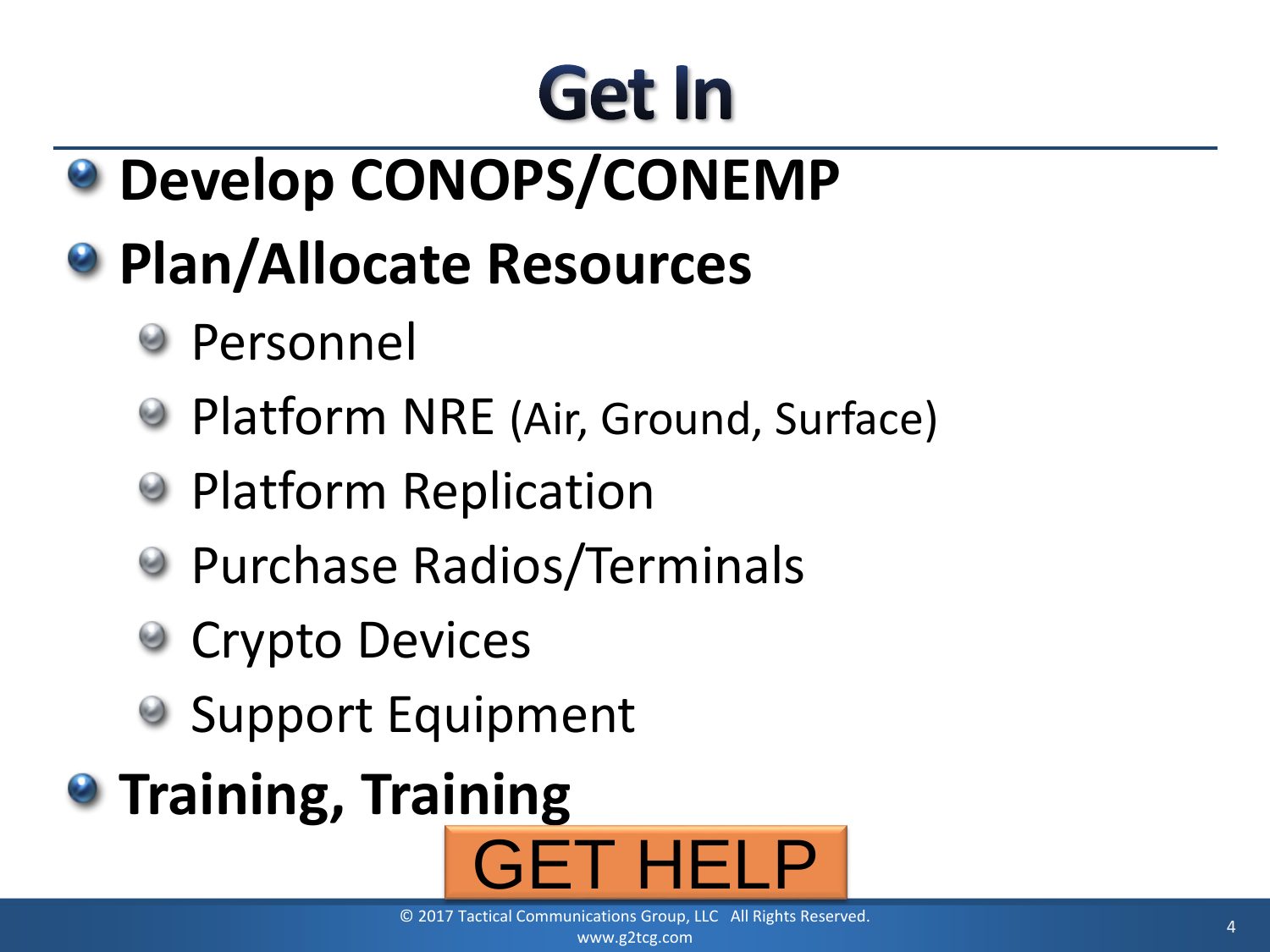# Get In

- **Develop CONOPS/CONEMP**
- **Plan/Allocate Resources**
  - Personnel
  - Platform NRE (Air, Ground, Surface)
  - Platform Replication
  - Purchase Radios/Terminals
  - Crypto Devices
  - Support Equipment
- **Training, Training**

GET HELP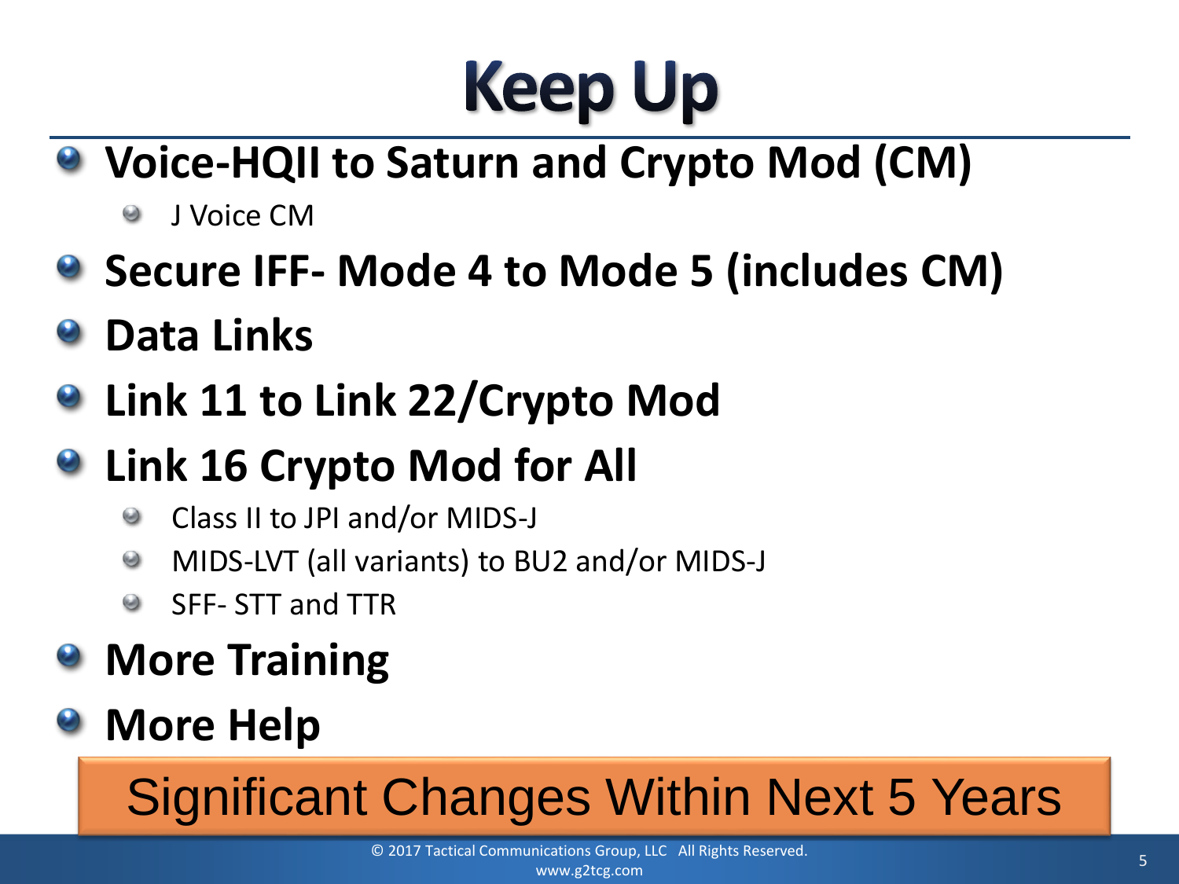# Keep Up

- **Voice-HQII to Saturn and Crypto Mod (CM)**
  - J Voice CM
- **Secure IFF- Mode 4 to Mode 5 (includes CM)**
- **Data Links**
- **Link 11 to Link 22/Crypto Mod**
- **Link 16 Crypto Mod for All**
  - Class II to JPI and/or MIDS-J
  - MIDS-LVT (all variants) to BU2 and/or MIDS-J
  - SFF- STT and TTR
- **More Training**
- **More Help**

Significant Changes Within Next 5 Years

© 2017 Tactical Communications Group, LLC All Rights Reserved.
www.g2tcg.com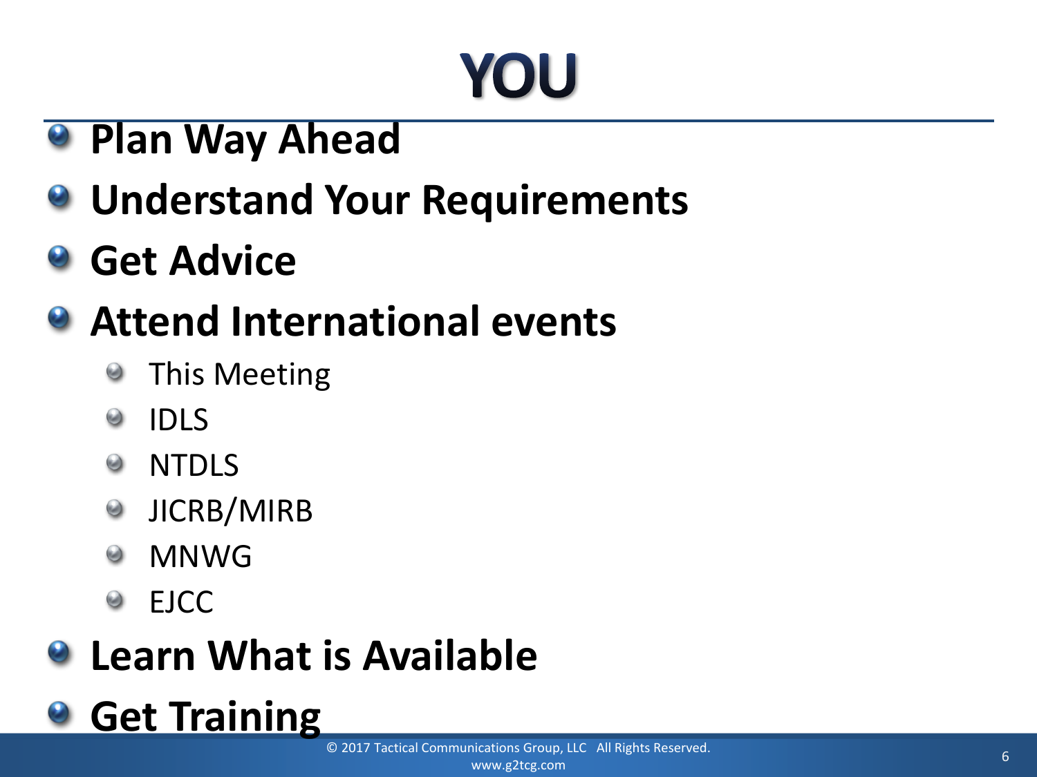# YOU

- **Plan Way Ahead**
- **Understand Your Requirements**
- **Get Advice**
- **Attend International events**
  - This Meeting
  - IDLS
  - NTDLS
  - JICRB/MIRB
  - MNWG
  - EJCC
- **Learn What is Available**
- **Get Training**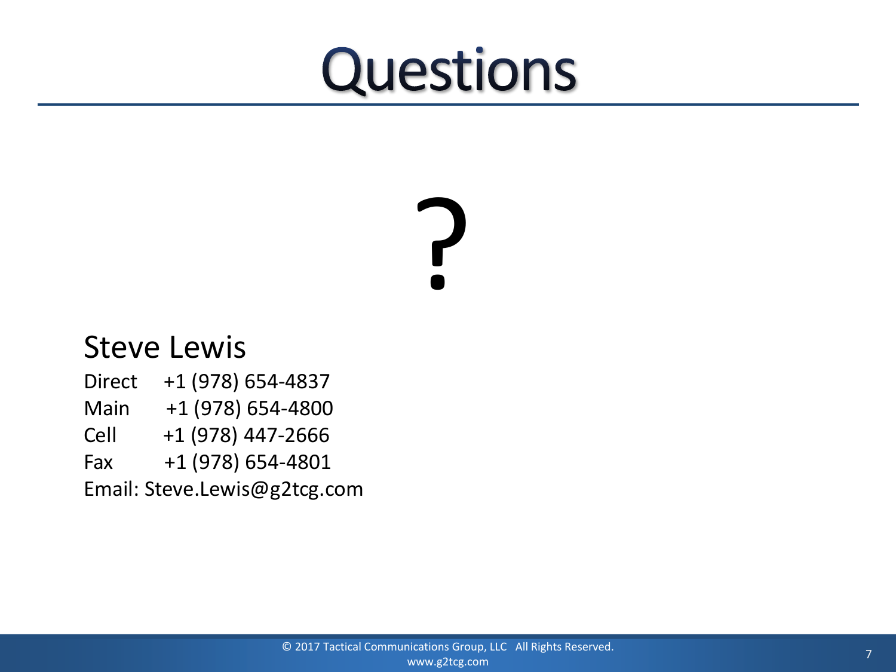# Questions

?

## Steve Lewis

Direct +1 (978) 654-4837
Main +1 (978) 654-4800
Cell +1 (978) 447-2666
Fax +1 (978) 654-4801
Email: Steve.Lewis@g2tcg.com

© 2017 Tactical Communications Group, LLC All Rights Reserved.
www.g2tcg.com